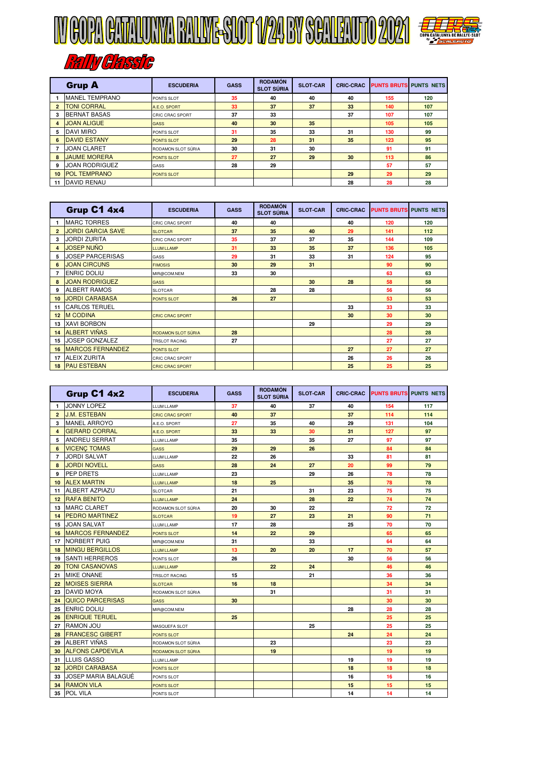# IV COPA CATALUNYA RALLYE-SLOT 1/24 BY SCALEAUTO 2021

## Rally Classic

| | Grup A | ESCUDERIA | GASS | RODAMÓN SLOT SÚRIA | SLOT-CAR | CRIC-CRAC | PUNTS BRUTS | PUNTS NETS |
|---|---|---|---|---|---|---|---|---|
| 1 | MANEL TEMPRANO | PONTS SLOT | 35 | 40 | 40 | 40 | 155 | 120 |
| 2 | TONI CORRAL | A.E.O. SPORT | 33 | 37 | 37 | 33 | 140 | 107 |
| 3 | BERNAT BASAS | CRIC CRAC SPORT | 37 | 33 | | 37 | 107 | 107 |
| 4 | JOAN ALIGUE | GASS | 40 | 30 | 35 | | 105 | 105 |
| 5 | DAVI MIRO | PONTS SLOT | 31 | 35 | 33 | 31 | 130 | 99 |
| 6 | DAVID ESTANY | PONTS SLOT | 29 | 28 | 31 | 35 | 123 | 95 |
| 7 | JOAN CLARET | RODAMON SLOT SÚRIA | 30 | 31 | 30 | | 91 | 91 |
| 8 | JAUME MORERA | PONTS SLOT | 27 | 27 | 29 | 30 | 113 | 86 |
| 9 | JOAN RODRIGUEZ | GASS | 28 | 29 | | | 57 | 57 |
| 10 | POL TEMPRANO | PONTS SLOT | | | | 29 | 29 | 29 |
| 11 | DAVID RENAU | | | | | 28 | 28 | 28 |

| | Grup C1 4x4 | ESCUDERIA | GASS | RODAMÓN SLOT SÚRIA | SLOT-CAR | CRIC-CRAC | PUNTS BRUTS | PUNTS NETS |
|---|---|---|---|---|---|---|---|---|
| 1 | MARC TORRES | CRIC CRAC SPORT | 40 | 40 | | 40 | 120 | 120 |
| 2 | JORDI GARCIA SAVE | SLOTCAR | 37 | 35 | 40 | 29 | 141 | 112 |
| 3 | JORDI ZURITA | CRIC CRAC SPORT | 35 | 37 | 37 | 35 | 144 | 109 |
| 4 | JOSEP NUÑO | LLUM LLAMP | 31 | 33 | 35 | 37 | 136 | 105 |
| 5 | JOSEP PARCERISAS | GASS | 29 | 31 | 33 | 31 | 124 | 95 |
| 6 | JOAN CIRCUNS | FIMOSIS | 30 | 29 | 31 | | 90 | 90 |
| 7 | ENRIC DOLIU | MIR@COM.NEM | 33 | 30 | | | 63 | 63 |
| 8 | JOAN RODRIGUEZ | GASS | | | 30 | 28 | 58 | 58 |
| 9 | ALBERT RAMOS | SLOTCAR | | 28 | 28 | | 56 | 56 |
| 10 | JORDI CARABASA | PONTS SLOT | 26 | 27 | | | 53 | 53 |
| 11 | CARLOS TERUEL | | | | | 33 | 33 | 33 |
| 12 | M CODINA | CRIC CRAC SPORT | | | | 30 | 30 | 30 |
| 13 | XAVI BORBON | | | | 29 | | 29 | 29 |
| 14 | ALBERT VIÑAS | RODAMON SLOT SÚRIA | 28 | | | | 28 | 28 |
| 15 | JOSEP GONZALEZ | TRSLOT RACING | 27 | | | | 27 | 27 |
| 16 | MARCOS FERNANDEZ | PONTS SLOT | | | | 27 | 27 | 27 |
| 17 | ALEIX ZURITA | CRIC CRAC SPORT | | | | 26 | 26 | 26 |
| 18 | PAU ESTEBAN | CRIC CRAC SPORT | | | | 25 | 25 | 25 |

| | Grup C1 4x2 | ESCUDERIA | GASS | RODAMÓN SLOT SÚRIA | SLOT-CAR | CRIC-CRAC | PUNTS BRUTS | PUNTS NETS |
|---|---|---|---|---|---|---|---|---|
| 1 | JONNY LOPEZ | LLUM LLAMP | 37 | 40 | 37 | 40 | 154 | 117 |
| 2 | J.M. ESTEBAN | CRIC CRAC SPORT | 40 | 37 | | 37 | 114 | 114 |
| 3 | MANEL ARROYO | A.E.O. SPORT | 27 | 35 | 40 | 29 | 131 | 104 |
| 4 | GERARD CORRAL | A.E.O. SPORT | 33 | 33 | 30 | 31 | 127 | 97 |
| 5 | ANDREU SERRAT | LLUM LLAMP | 35 | | 35 | 27 | 97 | 97 |
| 6 | VICENÇ TOMAS | GASS | 29 | 29 | 26 | | 84 | 84 |
| 7 | JORDI SALVAT | LLUM LLAMP | 22 | 26 | | 33 | 81 | 81 |
| 8 | JORDI NOVELL | GASS | 28 | 24 | 27 | 20 | 99 | 79 |
| 9 | PEP DRETS | LLUM LLAMP | 23 | | 29 | 26 | 78 | 78 |
| 10 | ALEX MARTIN | LLUM LLAMP | 18 | 25 | | 35 | 78 | 78 |
| 11 | ALBERT AZPIAZU | SLOTCAR | 21 | | 31 | 23 | 75 | 75 |
| 12 | RAFA BENITO | LLUM LLAMP | 24 | | 28 | 22 | 74 | 74 |
| 13 | MARC CLARET | RODAMON SLOT SÚRIA | 20 | 30 | 22 | | 72 | 72 |
| 14 | PEDRO MARTINEZ | SLOTCAR | 19 | 27 | 23 | 21 | 90 | 71 |
| 15 | JOAN SALVAT | LLUM LLAMP | 17 | 28 | | 25 | 70 | 70 |
| 16 | MARCOS FERNANDEZ | PONTS SLOT | 14 | 22 | 29 | | 65 | 65 |
| 17 | NORBERT PUIG | MIR@COM.NEM | 31 | | 33 | | 64 | 64 |
| 18 | MINGU BERGILLOS | LLUM LLAMP | 13 | 20 | 20 | 17 | 70 | 57 |
| 19 | SANTI HERREROS | PONTS SLOT | 26 | | | 30 | 56 | 56 |
| 20 | TONI CASANOVAS | LLUM LLAMP | | 22 | 24 | | 46 | 46 |
| 21 | MIKE ONANE | TRSLOT RACING | 15 | | 21 | | 36 | 36 |
| 22 | MOISES SIERRA | SLOTCAR | 16 | 18 | | | 34 | 34 |
| 23 | DAVID MOYA | RODAMON SLOT SÚRIA | | 31 | | | 31 | 31 |
| 24 | QUICO PARCERISAS | GASS | 30 | | | | 30 | 30 |
| 25 | ENRIC DOLIU | MIR@COM.NEM | | | | 28 | 28 | 28 |
| 26 | ENRIQUE TERUEL | | 25 | | | | 25 | 25 |
| 27 | RAMON JOU | MASQUEFA SLOT | | | 25 | | 25 | 25 |
| 28 | FRANCESC GIBERT | PONTS SLOT | | | | 24 | 24 | 24 |
| 29 | ALBERT VIÑAS | RODAMON SLOT SÚRIA | | 23 | | | 23 | 23 |
| 30 | ALFONS CAPDEVILA | RODAMON SLOT SÚRIA | | 19 | | | 19 | 19 |
| 31 | LLUIS GASSO | LLUM LLAMP | | | | 19 | 19 | 19 |
| 32 | JORDI CARABASA | PONTS SLOT | | | | 18 | 18 | 18 |
| 33 | JOSEP MARIA BALAGUÉ | PONTS SLOT | | | | 16 | 16 | 16 |
| 34 | RAMON VILA | PONTS SLOT | | | | 15 | 15 | 15 |
| 35 | POL VILA | PONTS SLOT | | | | 14 | 14 | 14 |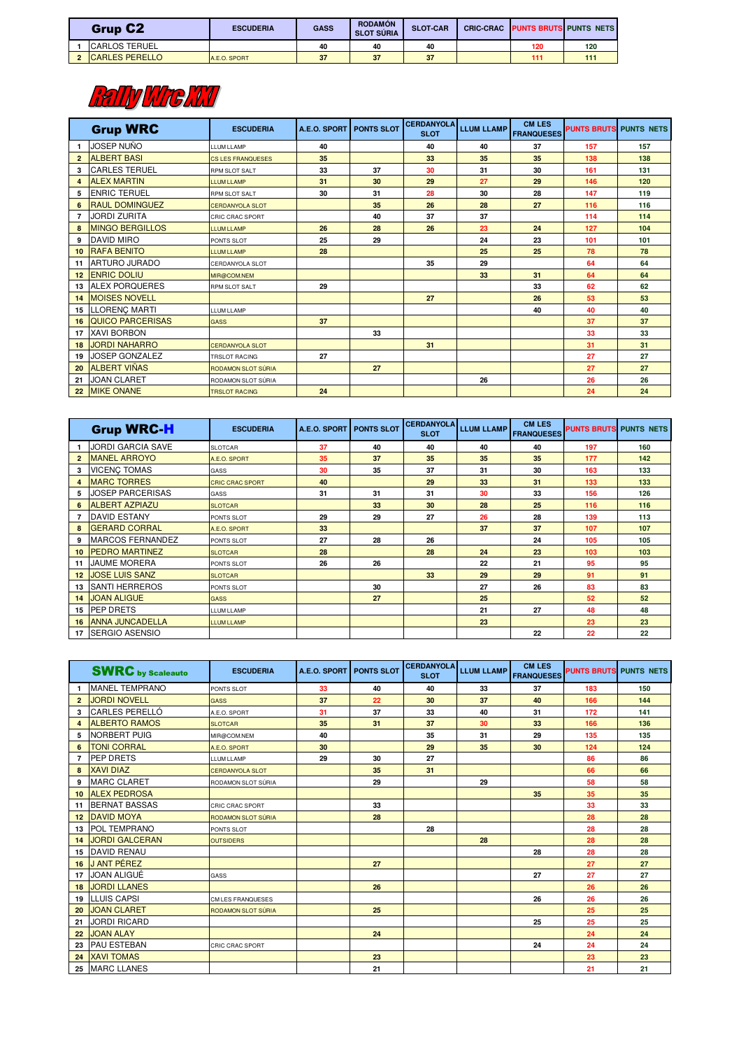| | Grup C2 | ESCUDERIA | GASS | RODAMÓN SLOT SÚRIA | SLOT-CAR | CRIC-CRAC | PUNTS BRUTS | PUNTS NETS |
|---|---|---|---|---|---|---|---|---|
| 1 | CARLOS TERUEL | | 40 | 40 | 40 | | 120 | 120 |
| 2 | CARLES PERELLO | A.E.O. SPORT | 37 | 37 | 37 | | 111 | 111 |

# Rally Wrc XXI

| | Grup WRC | ESCUDERIA | A.E.O. SPORT | PONTS SLOT | CERDANYOLA SLOT | LLUM LLAMP | CM LES FRANQUESES | PUNTS BRUTS | PUNTS NETS |
|---|---|---|---|---|---|---|---|---|---|
| 1 | JOSEP NUÑO | LLUM LLAMP | 40 | | 40 | 40 | 37 | 157 | 157 |
| 2 | ALBERT BASI | CS LES FRANQUESES | 35 | | 33 | 35 | 35 | 138 | 138 |
| 3 | CARLES TERUEL | RPM SLOT SALT | 33 | 37 | 30 | 31 | 30 | 161 | 131 |
| 4 | ALEX MARTIN | LLUM LLAMP | 31 | 30 | 29 | 27 | 29 | 146 | 120 |
| 5 | ENRIC TERUEL | RPM SLOT SALT | 30 | 31 | 28 | 30 | 28 | 147 | 119 |
| 6 | RAUL DOMINGUEZ | CERDANYOLA SLOT | | 35 | 26 | 28 | 27 | 116 | 116 |
| 7 | JORDI ZURITA | CRIC CRAC SPORT | | 40 | 37 | 37 | | 114 | 114 |
| 8 | MINGO BERGILLOS | LLUM LLAMP | 26 | 28 | 26 | 23 | 24 | 127 | 104 |
| 9 | DAVID MIRO | PONTS SLOT | 25 | 29 | | 24 | 23 | 101 | 101 |
| 10 | RAFA BENITO | LLUM LLAMP | 28 | | | 25 | 25 | 78 | 78 |
| 11 | ARTURO JURADO | CERDANYOLA SLOT | | | 35 | 29 | | 64 | 64 |
| 12 | ENRIC DOLIU | MIR@COM.NEM | | | | 33 | 31 | 64 | 64 |
| 13 | ALEX PORQUERES | RPM SLOT SALT | 29 | | | | 33 | 62 | 62 |
| 14 | MOISES NOVELL | | | | 27 | | 26 | 53 | 53 |
| 15 | LLORENÇ MARTI | LLUM LLAMP | | | | | 40 | 40 | 40 |
| 16 | QUICO PARCERISAS | GASS | 37 | | | | | 37 | 37 |
| 17 | XAVI BORBON | | | 33 | | | | 33 | 33 |
| 18 | JORDI NAHARRO | CERDANYOLA SLOT | | | 31 | | | 31 | 31 |
| 19 | JOSEP GONZALEZ | TRSLOT RACING | 27 | | | | | 27 | 27 |
| 20 | ALBERT VIÑAS | RODAMON SLOT SÚRIA | | 27 | | | | 27 | 27 |
| 21 | JOAN CLARET | RODAMON SLOT SÚRIA | | | | 26 | | 26 | 26 |
| 22 | MIKE ONANE | TRSLOT RACING | 24 | | | | | 24 | 24 |

| | Grup WRC-H | ESCUDERIA | A.E.O. SPORT | PONTS SLOT | CERDANYOLA SLOT | LLUM LLAMP | CM LES FRANQUESES | PUNTS BRUTS | PUNTS NETS |
|---|---|---|---|---|---|---|---|---|---|
| 1 | JORDI GARCIA SAVE | SLOTCAR | 37 | 40 | 40 | 40 | 40 | 197 | 160 |
| 2 | MANEL ARROYO | A.E.O. SPORT | 35 | 37 | 35 | 35 | 35 | 177 | 142 |
| 3 | VICENÇ TOMAS | GASS | 30 | 35 | 37 | 31 | 30 | 163 | 133 |
| 4 | MARC TORRES | CRIC CRAC SPORT | 40 | | 29 | 33 | 31 | 133 | 133 |
| 5 | JOSEP PARCERISAS | GASS | 31 | 31 | 31 | 30 | 33 | 156 | 126 |
| 6 | ALBERT AZPIAZU | SLOTCAR | | 33 | 30 | 28 | 25 | 116 | 116 |
| 7 | DAVID ESTANY | PONTS SLOT | 29 | 29 | 27 | 26 | 28 | 139 | 113 |
| 8 | GERARD CORRAL | A.E.O. SPORT | 33 | | | 37 | 37 | 107 | 107 |
| 9 | MARCOS FERNANDEZ | PONTS SLOT | 27 | 28 | 26 | | 24 | 105 | 105 |
| 10 | PEDRO MARTINEZ | SLOTCAR | 28 | | 28 | 24 | 23 | 103 | 103 |
| 11 | JAUME MORERA | PONTS SLOT | 26 | 26 | | 22 | 21 | 95 | 95 |
| 12 | JOSE LUIS SANZ | SLOTCAR | | | 33 | 29 | 29 | 91 | 91 |
| 13 | SANTI HERREROS | PONTS SLOT | | 30 | | 27 | 26 | 83 | 83 |
| 14 | JOAN ALIGUE | GASS | | 27 | | 25 | | 52 | 52 |
| 15 | PEP DRETS | LLUM LLAMP | | | | 21 | 27 | 48 | 48 |
| 16 | ANNA JUNCADELLA | LLUM LLAMP | | | | 23 | | 23 | 23 |
| 17 | SERGIO ASENSIO | | | | | | 22 | 22 | 22 |

| | SWRC by Scaleauto | ESCUDERIA | A.E.O. SPORT | PONTS SLOT | CERDANYOLA SLOT | LLUM LLAMP | CM LES FRANQUESES | PUNTS BRUTS | PUNTS NETS |
|---|---|---|---|---|---|---|---|---|---|
| 1 | MANEL TEMPRANO | PONTS SLOT | 33 | 40 | 40 | 33 | 37 | 183 | 150 |
| 2 | JORDI NOVELL | GASS | 37 | 22 | 30 | 37 | 40 | 166 | 144 |
| 3 | CARLES PERELLÓ | A.E.O. SPORT | 31 | 37 | 33 | 40 | 31 | 172 | 141 |
| 4 | ALBERTO RAMOS | SLOTCAR | 35 | 31 | 37 | 30 | 33 | 166 | 136 |
| 5 | NORBERT PUIG | MIR@COM.NEM | 40 | | 35 | 31 | 29 | 135 | 135 |
| 6 | TONI CORRAL | A.E.O. SPORT | 30 | | 29 | 35 | 30 | 124 | 124 |
| 7 | PEP DRETS | LLUM LLAMP | 29 | 30 | 27 | | | 86 | 86 |
| 8 | XAVI DIAZ | CERDANYOLA SLOT | | 35 | 31 | | | 66 | 66 |
| 9 | MARC CLARET | RODAMON SLOT SÚRIA | | 29 | | 29 | | 58 | 58 |
| 10 | ALEX PEDROSA | | | | | | 35 | 35 | 35 |
| 11 | BERNAT BASSAS | CRIC CRAC SPORT | | 33 | | | | 33 | 33 |
| 12 | DAVID MOYA | RODAMON SLOT SÚRIA | | 28 | | | | 28 | 28 |
| 13 | POL TEMPRANO | PONTS SLOT | | | 28 | | | 28 | 28 |
| 14 | JORDI GALCERAN | OUTSIDERS | | | | 28 | | 28 | 28 |
| 15 | DAVID RENAU | | | | | | 28 | 28 | 28 |
| 16 | J ANT PÉREZ | | | 27 | | | | 27 | 27 |
| 17 | JOAN ALIGUÉ | GASS | | | | | 27 | 27 | 27 |
| 18 | JORDI LLANES | | | 26 | | | | 26 | 26 |
| 19 | LLUIS CAPSI | CM LES FRANQUESES | | | | | 26 | 26 | 26 |
| 20 | JOAN CLARET | RODAMON SLOT SÚRIA | | 25 | | | | 25 | 25 |
| 21 | JORDI RICARD | | | | | | 25 | 25 | 25 |
| 22 | JOAN ALAY | | | 24 | | | | 24 | 24 |
| 23 | PAU ESTEBAN | CRIC CRAC SPORT | | | | | 24 | 24 | 24 |
| 24 | XAVI TOMAS | | | 23 | | | | 23 | 23 |
| 25 | MARC LLANES | | | 21 | | | | 21 | 21 |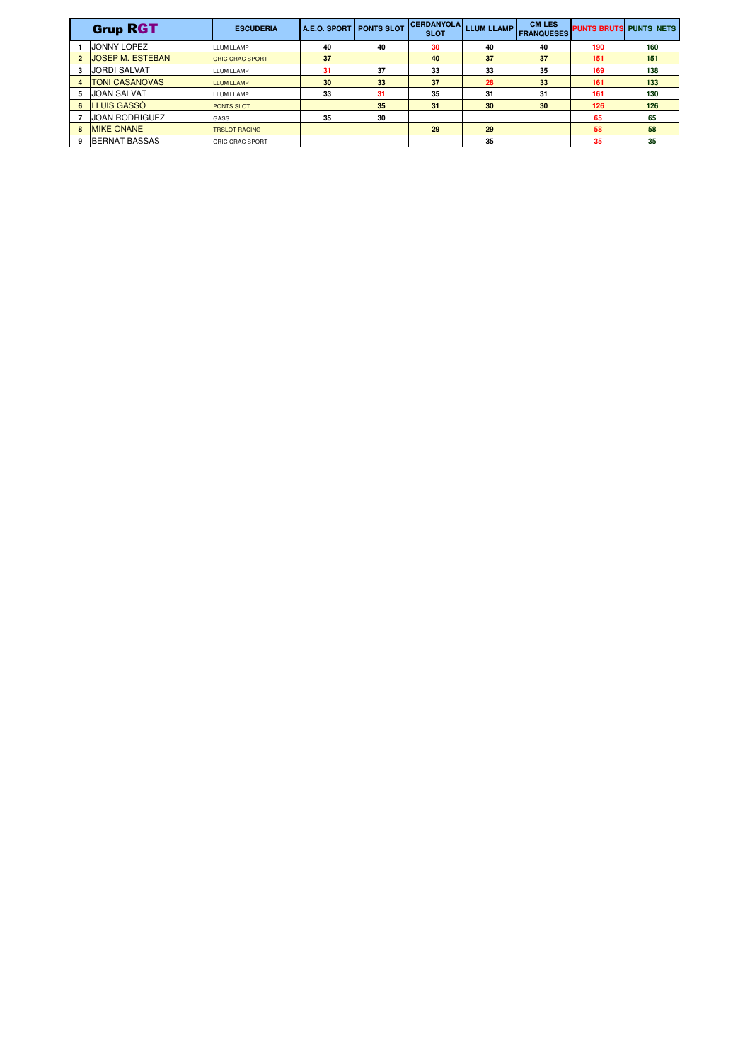| | Grup RGT | ESCUDERIA | A.E.O. SPORT | PONTS SLOT | CERDANYOLA SLOT | LLUM LLAMP | CM LES FRANQUESES | PUNTS BRUTS | PUNTS NETS |
|---|---|---|---|---|---|---|---|---|---|
| 1 | JONNY LOPEZ | LLUM LLAMP | 40 | 40 | 30 | 40 | 40 | 190 | 160 |
| 2 | JOSEP M. ESTEBAN | CRIC CRAC SPORT | 37 | | 40 | 37 | 37 | 151 | 151 |
| 3 | JORDI SALVAT | LLUM LLAMP | 31 | 37 | 33 | 33 | 35 | 169 | 138 |
| 4 | TONI CASANOVAS | LLUM LLAMP | 30 | 33 | 37 | 28 | 33 | 161 | 133 |
| 5 | JOAN SALVAT | LLUM LLAMP | 33 | 31 | 35 | 31 | 31 | 161 | 130 |
| 6 | LLUIS GASSÓ | PONTS SLOT | | 35 | 31 | 30 | 30 | 126 | 126 |
| 7 | JOAN RODRIGUEZ | GASS | 35 | 30 | | | | 65 | 65 |
| 8 | MIKE ONANE | TRSLOT RACING | | | 29 | 29 | | 58 | 58 |
| 9 | BERNAT BASSAS | CRIC CRAC SPORT | | | | 35 | | 35 | 35 |